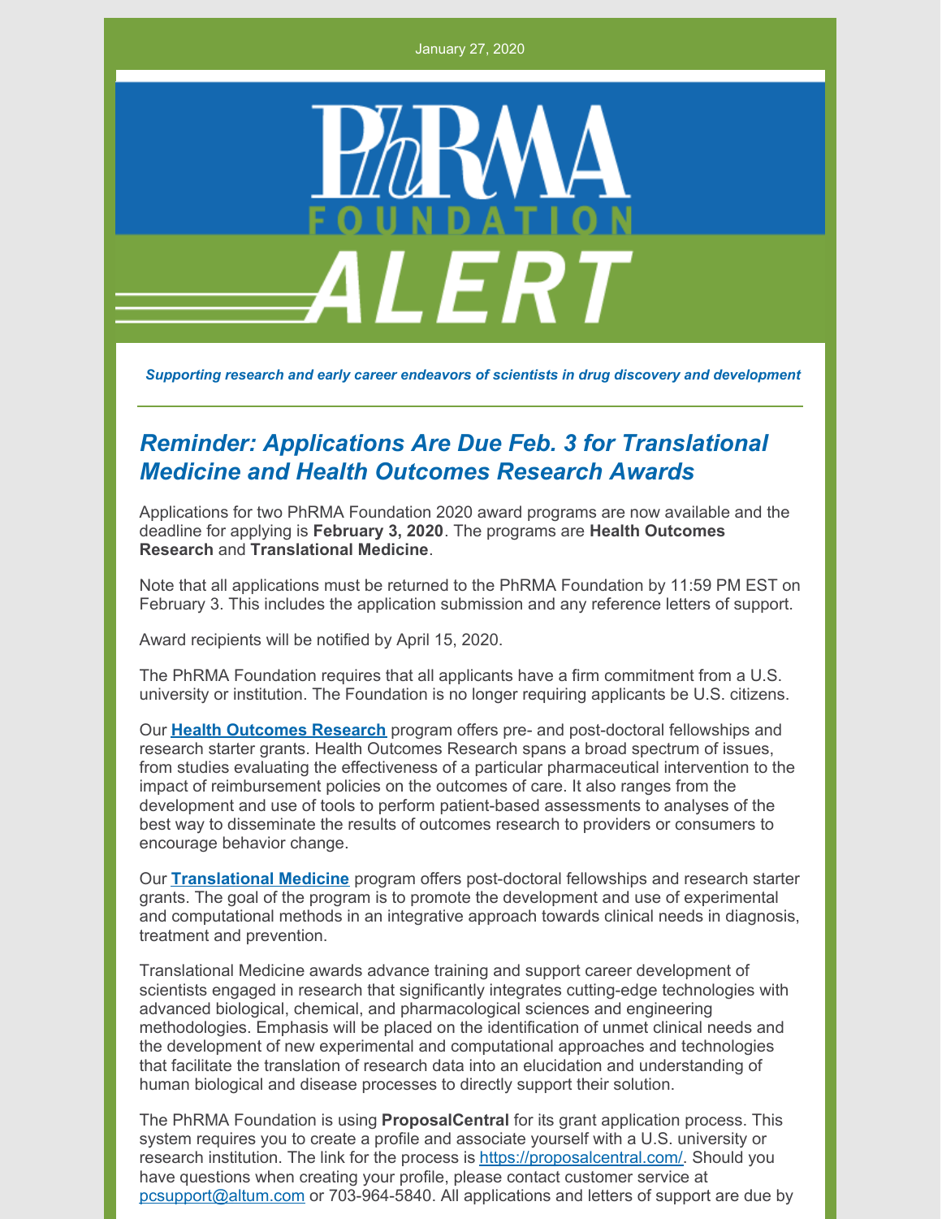January 27, 2020

PhRMA FOUNDATION ALERT

***Supporting research and early career endeavors of scientists in drug discovery and development***

---

## *Reminder: Applications Are Due Feb. 3 for Translational Medicine and Health Outcomes Research Awards*

Applications for two PhRMA Foundation 2020 award programs are now available and the deadline for applying is **February 3, 2020**. The programs are **Health Outcomes Research** and **Translational Medicine**.

Note that all applications must be returned to the PhRMA Foundation by 11:59 PM EST on February 3. This includes the application submission and any reference letters of support.

Award recipients will be notified by April 15, 2020.

The PhRMA Foundation requires that all applicants have a firm commitment from a U.S. university or institution. The Foundation is no longer requiring applicants be U.S. citizens.

Our **Health Outcomes Research** program offers pre- and post-doctoral fellowships and research starter grants. Health Outcomes Research spans a broad spectrum of issues, from studies evaluating the effectiveness of a particular pharmaceutical intervention to the impact of reimbursement policies on the outcomes of care. It also ranges from the development and use of tools to perform patient-based assessments to analyses of the best way to disseminate the results of outcomes research to providers or consumers to encourage behavior change.

Our **Translational Medicine** program offers post-doctoral fellowships and research starter grants. The goal of the program is to promote the development and use of experimental and computational methods in an integrative approach towards clinical needs in diagnosis, treatment and prevention.

Translational Medicine awards advance training and support career development of scientists engaged in research that significantly integrates cutting-edge technologies with advanced biological, chemical, and pharmacological sciences and engineering methodologies. Emphasis will be placed on the identification of unmet clinical needs and the development of new experimental and computational approaches and technologies that facilitate the translation of research data into an elucidation and understanding of human biological and disease processes to directly support their solution.

The PhRMA Foundation is using **ProposalCentral** for its grant application process. This system requires you to create a profile and associate yourself with a U.S. university or research institution. The link for the process is https://proposalcentral.com/. Should you have questions when creating your profile, please contact customer service at pcsupport@altum.com or 703-964-5840. All applications and letters of support are due by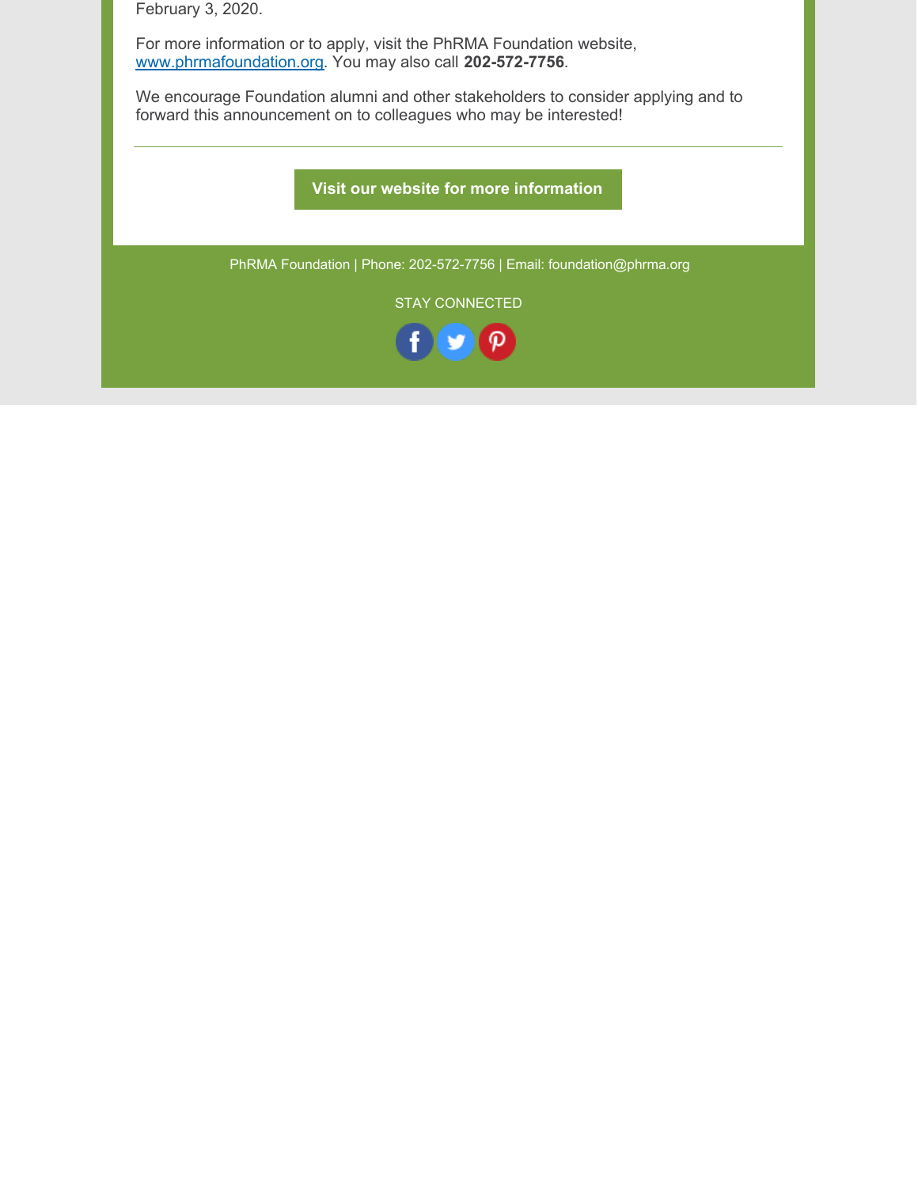February 3, 2020.

For more information or to apply, visit the PhRMA Foundation website, [www.phrmafoundation.org](http://www.phrmafoundation.org). You may also call **202-572-7756**.

We encourage Foundation alumni and other stakeholders to consider applying and to forward this announcement on to colleagues who may be interested!

---

**Visit our website for more information**

PhRMA Foundation | Phone: 202-572-7756 | Email: foundation@phrma.org

STAY CONNECTED